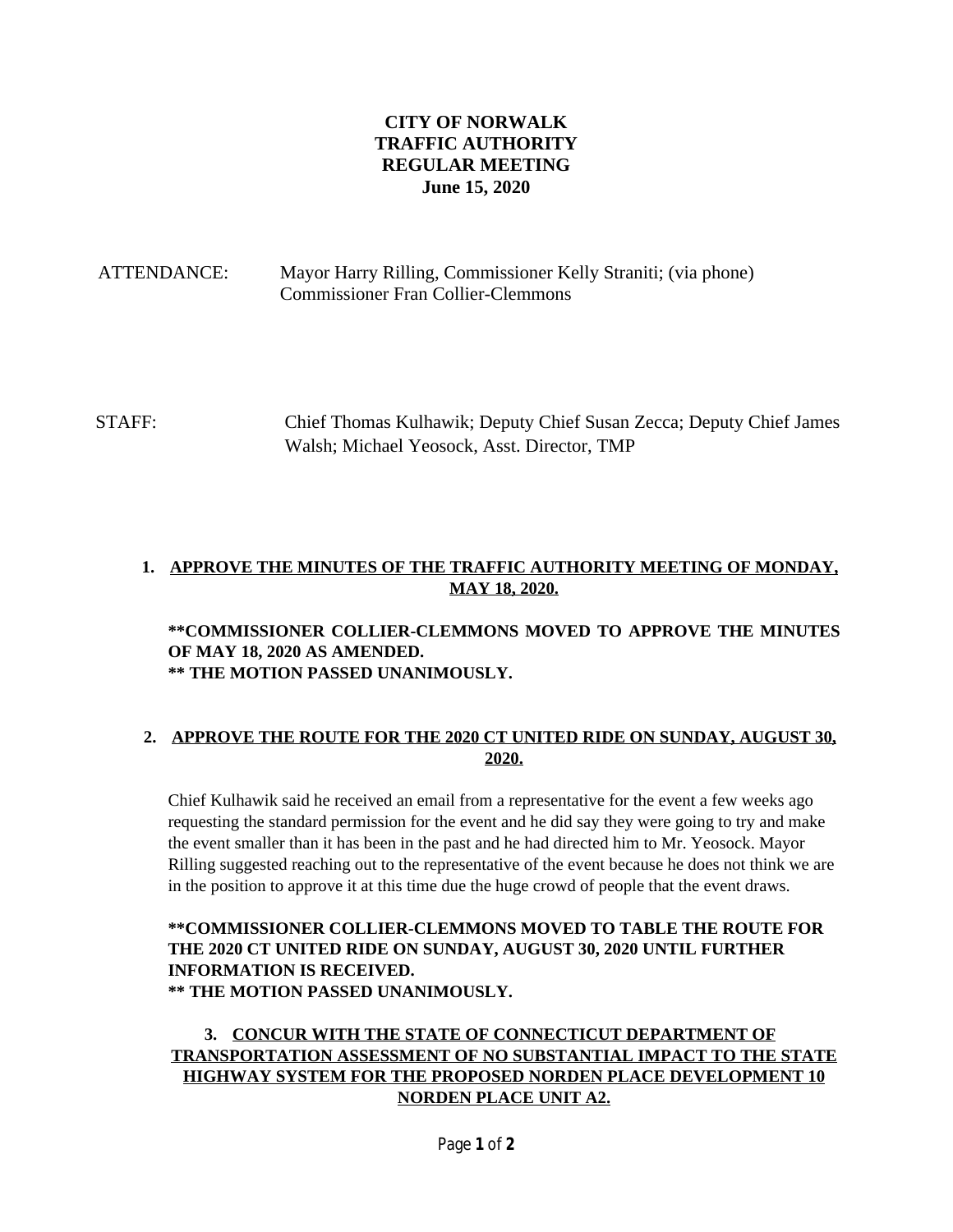# CITY OF NORWALK
# TRAFFIC AUTHORITY
# REGULAR MEETING
# June 15, 2020

ATTENDANCE: Mayor Harry Rilling, Commissioner Kelly Straniti; (via phone) Commissioner Fran Collier-Clemmons

STAFF: Chief Thomas Kulhawik; Deputy Chief Susan Zecca; Deputy Chief James Walsh; Michael Yeosock, Asst. Director, TMP

1. **APPROVE THE MINUTES OF THE TRAFFIC AUTHORITY MEETING OF MONDAY, MAY 18, 2020.**

**COMMISSIONER COLLIER-CLEMMONS MOVED TO APPROVE THE MINUTES OF MAY 18, 2020 AS AMENDED.**
**THE MOTION PASSED UNANIMOUSLY.**

2. **APPROVE THE ROUTE FOR THE 2020 CT UNITED RIDE ON SUNDAY, AUGUST 30, 2020.**

Chief Kulhawik said he received an email from a representative for the event a few weeks ago requesting the standard permission for the event and he did say they were going to try and make the event smaller than it has been in the past and he had directed him to Mr. Yeosock. Mayor Rilling suggested reaching out to the representative of the event because he does not think we are in the position to approve it at this time due the huge crowd of people that the event draws.

**COMMISSIONER COLLIER-CLEMMONS MOVED TO TABLE THE ROUTE FOR THE 2020 CT UNITED RIDE ON SUNDAY, AUGUST 30, 2020 UNTIL FURTHER INFORMATION IS RECEIVED.**
**THE MOTION PASSED UNANIMOUSLY.**

3. **CONCUR WITH THE STATE OF CONNECTICUT DEPARTMENT OF TRANSPORTATION ASSESSMENT OF NO SUBSTANTIAL IMPACT TO THE STATE HIGHWAY SYSTEM FOR THE PROPOSED NORDEN PLACE DEVELOPMENT 10 NORDEN PLACE UNIT A2.**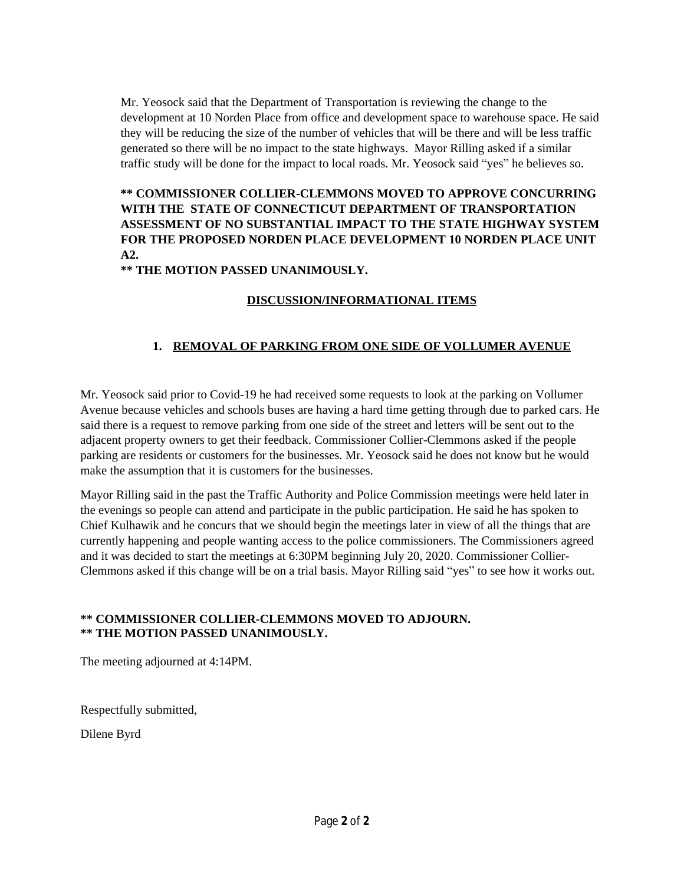Mr. Yeosock said that the Department of Transportation is reviewing the change to the development at 10 Norden Place from office and development space to warehouse space. He said they will be reducing the size of the number of vehicles that will be there and will be less traffic generated so there will be no impact to the state highways. Mayor Rilling asked if a similar traffic study will be done for the impact to local roads. Mr. Yeosock said "yes" he believes so.

**\*\* COMMISSIONER COLLIER-CLEMMONS MOVED TO APPROVE CONCURRING WITH THE STATE OF CONNECTICUT DEPARTMENT OF TRANSPORTATION ASSESSMENT OF NO SUBSTANTIAL IMPACT TO THE STATE HIGHWAY SYSTEM FOR THE PROPOSED NORDEN PLACE DEVELOPMENT 10 NORDEN PLACE UNIT A2.**
**\*\* THE MOTION PASSED UNANIMOUSLY.**

## DISCUSSION/INFORMATIONAL ITEMS

### 1. REMOVAL OF PARKING FROM ONE SIDE OF VOLLUMER AVENUE

Mr. Yeosock said prior to Covid-19 he had received some requests to look at the parking on Vollumer Avenue because vehicles and schools buses are having a hard time getting through due to parked cars. He said there is a request to remove parking from one side of the street and letters will be sent out to the adjacent property owners to get their feedback. Commissioner Collier-Clemmons asked if the people parking are residents or customers for the businesses. Mr. Yeosock said he does not know but he would make the assumption that it is customers for the businesses.

Mayor Rilling said in the past the Traffic Authority and Police Commission meetings were held later in the evenings so people can attend and participate in the public participation. He said he has spoken to Chief Kulhawik and he concurs that we should begin the meetings later in view of all the things that are currently happening and people wanting access to the police commissioners. The Commissioners agreed and it was decided to start the meetings at 6:30PM beginning July 20, 2020. Commissioner Collier-Clemmons asked if this change will be on a trial basis. Mayor Rilling said "yes" to see how it works out.

**\*\* COMMISSIONER COLLIER-CLEMMONS MOVED TO ADJOURN.**
**\*\* THE MOTION PASSED UNANIMOUSLY.**

The meeting adjourned at 4:14PM.

Respectfully submitted,

Dilene Byrd